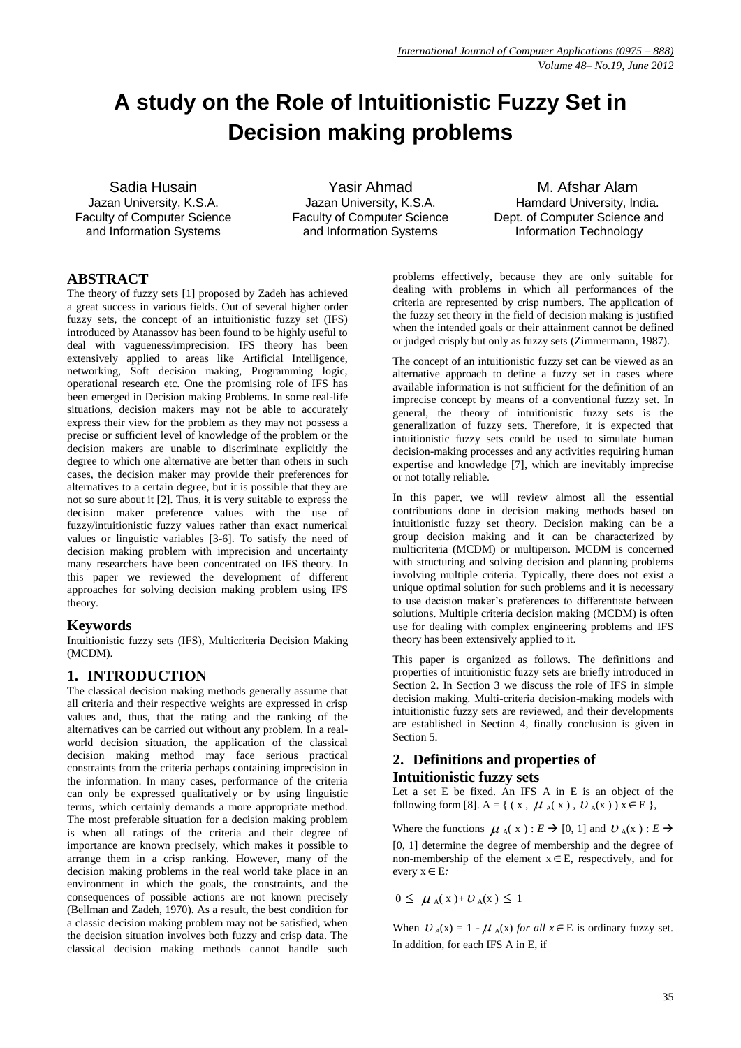# A study on the Role of Intuitionistic Fuzzy Set in Decision making problems

Sadia Husain
Jazan University, K.S.A.
Faculty of Computer Science and Information Systems

Yasir Ahmad
Jazan University, K.S.A.
Faculty of Computer Science and Information Systems

M. Afshar Alam
Hamdard University, India.
Dept. of Computer Science and Information Technology

## ABSTRACT

The theory of fuzzy sets [1] proposed by Zadeh has achieved a great success in various fields. Out of several higher order fuzzy sets, the concept of an intuitionistic fuzzy set (IFS) introduced by Atanassov has been found to be highly useful to deal with vagueness/imprecision. IFS theory has been extensively applied to areas like Artificial Intelligence, networking, Soft decision making, Programming logic, operational research etc. One the promising role of IFS has been emerged in Decision making Problems. In some real-life situations, decision makers may not be able to accurately express their view for the problem as they may not possess a precise or sufficient level of knowledge of the problem or the decision makers are unable to discriminate explicitly the degree to which one alternative are better than others in such cases, the decision maker may provide their preferences for alternatives to a certain degree, but it is possible that they are not so sure about it [2]. Thus, it is very suitable to express the decision maker preference values with the use of fuzzy/intuitionistic fuzzy values rather than exact numerical values or linguistic variables [3-6]. To satisfy the need of decision making problem with imprecision and uncertainty many researchers have been concentrated on IFS theory. In this paper we reviewed the development of different approaches for solving decision making problem using IFS theory.

## Keywords

Intuitionistic fuzzy sets (IFS), Multicriteria Decision Making (MCDM).

## 1. INTRODUCTION

The classical decision making methods generally assume that all criteria and their respective weights are expressed in crisp values and, thus, that the rating and the ranking of the alternatives can be carried out without any problem. In a real-world decision situation, the application of the classical decision making method may face serious practical constraints from the criteria perhaps containing imprecision in the information. In many cases, performance of the criteria can only be expressed qualitatively or by using linguistic terms, which certainly demands a more appropriate method. The most preferable situation for a decision making problem is when all ratings of the criteria and their degree of importance are known precisely, which makes it possible to arrange them in a crisp ranking. However, many of the decision making problems in the real world take place in an environment in which the goals, the constraints, and the consequences of possible actions are not known precisely (Bellman and Zadeh, 1970). As a result, the best condition for a classic decision making problem may not be satisfied, when the decision situation involves both fuzzy and crisp data. The classical decision making methods cannot handle such problems effectively, because they are only suitable for dealing with problems in which all performances of the criteria are represented by crisp numbers. The application of the fuzzy set theory in the field of decision making is justified when the intended goals or their attainment cannot be defined or judged crisply but only as fuzzy sets (Zimmermann, 1987).

The concept of an intuitionistic fuzzy set can be viewed as an alternative approach to define a fuzzy set in cases where available information is not sufficient for the definition of an imprecise concept by means of a conventional fuzzy set. In general, the theory of intuitionistic fuzzy sets is the generalization of fuzzy sets. Therefore, it is expected that intuitionistic fuzzy sets could be used to simulate human decision-making processes and any activities requiring human expertise and knowledge [7], which are inevitably imprecise or not totally reliable.

In this paper, we will review almost all the essential contributions done in decision making methods based on intuitionistic fuzzy set theory. Decision making can be a group decision making and it can be characterized by multicriteria (MCDM) or multiperson. MCDM is concerned with structuring and solving decision and planning problems involving multiple criteria. Typically, there does not exist a unique optimal solution for such problems and it is necessary to use decision maker's preferences to differentiate between solutions. Multiple criteria decision making (MCDM) is often use for dealing with complex engineering problems and IFS theory has been extensively applied to it.

This paper is organized as follows. The definitions and properties of intuitionistic fuzzy sets are briefly introduced in Section 2. In Section 3 we discuss the role of IFS in simple decision making. Multi-criteria decision-making models with intuitionistic fuzzy sets are reviewed, and their developments are established in Section 4, finally conclusion is given in Section 5.

## 2. Definitions and properties of Intuitionistic fuzzy sets

Let a set E be fixed. An IFS A in E is an object of the following form [8]. $A = \{ (x, \mu_A(x), \upsilon_A(x)) \, x \in E \}$,

Where the functions $\mu_A(x) : E \rightarrow [0, 1]$ and $\upsilon_A(x) : E \rightarrow [0, 1]$ determine the degree of membership and the degree of non-membership of the element $x \in E$, respectively, and for every $x \in E$:

$$0 \leq \mu_A(x) + \upsilon_A(x) \leq 1$$

When $\upsilon_A(x) = 1 - \mu_A(x)$ *for all* $x \in E$ is ordinary fuzzy set. In addition, for each IFS A in E, if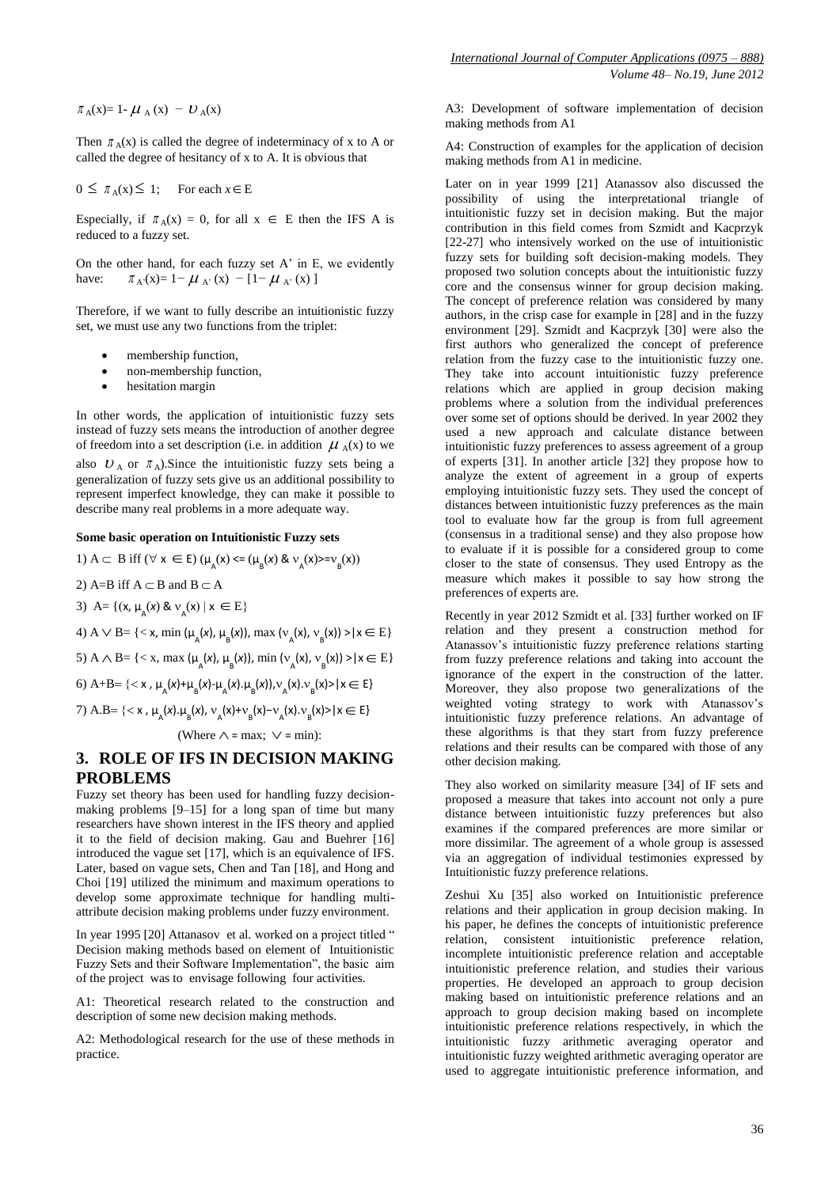$$\pi_A(x) = 1 - \mu_A(x) - \upsilon_A(x)$$

Then $\pi_A(x)$ is called the degree of indeterminacy of x to A or called the degree of hesitancy of x to A. It is obvious that

$$0 \leq \pi_A(x) \leq 1; \quad \text{For each } x \in E$$

Especially, if $\pi_A(x) = 0$, for all $x \in E$ then the IFS A is reduced to a fuzzy set.

On the other hand, for each fuzzy set A' in E, we evidently have: $\pi_{A'}(x) = 1 - \mu_{A'}(x) - [1 - \mu_{A'}(x)]$

Therefore, if we want to fully describe an intuitionistic fuzzy set, we must use any two functions from the triplet:

- membership function,
- non-membership function,
- hesitation margin

In other words, the application of intuitionistic fuzzy sets instead of fuzzy sets means the introduction of another degree of freedom into a set description (i.e. in addition $\mu_A(x)$ to we also $\upsilon_A$ or $\pi_A$).Since the intuitionistic fuzzy sets being a generalization of fuzzy sets give us an additional possibility to represent imperfect knowledge, they can make it possible to describe many real problems in a more adequate way.

**Some basic operation on Intuitionistic Fuzzy sets**

1) $A \subset B$ iff $(\forall x \in E)\ (\mu_A(x) <= (\mu_B(x)\ \&\ \nu_A(x) >= \nu_B(x))$

2) A=B iff $A \subset B$ and $B \subset A$

3) $\bar{A} = \{(x, \mu_A(x)\ \&\ \nu_A(x) \mid x \in E\}$

4) $A \vee B = \{< x, \min(\mu_A(x), \mu_B(x)), \max(\nu_A(x), \nu_B(x)) > \mid x \in E\}$

5) $A \wedge B = \{< x, \max(\mu_A(x), \mu_B(x)), \min(\nu_A(x), \nu_B(x)) > \mid x \in E\}$

6) $A+B = \{< x, \mu_A(x)+\mu_B(x)-\mu_A(x).\mu_B(x)), \nu_A(x).\nu_B(x) > \mid x \in E\}$

7) $A.B = \{< x, \mu_A(x).\mu_B(x), \nu_A(x)+\nu_B(x)-\nu_A(x).\nu_B(x) > \mid x \in E\}$

(Where $\wedge$ = max; $\vee$ = min):

## 3. ROLE OF IFS IN DECISION MAKING PROBLEMS

Fuzzy set theory has been used for handling fuzzy decision-making problems [9–15] for a long span of time but many researchers have shown interest in the IFS theory and applied it to the field of decision making. Gau and Buehrer [16] introduced the vague set [17], which is an equivalence of IFS. Later, based on vague sets, Chen and Tan [18], and Hong and Choi [19] utilized the minimum and maximum operations to develop some approximate technique for handling multi-attribute decision making problems under fuzzy environment.

In year 1995 [20] Attanasov et al. worked on a project titled " Decision making methods based on element of Intuitionistic Fuzzy Sets and their Software Implementation", the basic aim of the project was to envisage following four activities.

A1: Theoretical research related to the construction and description of some new decision making methods.

A2: Methodological research for the use of these methods in practice.

A3: Development of software implementation of decision making methods from A1

A4: Construction of examples for the application of decision making methods from A1 in medicine.

Later on in year 1999 [21] Atanassov also discussed the possibility of using the interpretational triangle of intuitionistic fuzzy set in decision making. But the major contribution in this field comes from Szmidt and Kacprzyk [22-27] who intensively worked on the use of intuitionistic fuzzy sets for building soft decision-making models. They proposed two solution concepts about the intuitionistic fuzzy core and the consensus winner for group decision making. The concept of preference relation was considered by many authors, in the crisp case for example in [28] and in the fuzzy environment [29]. Szmidt and Kacprzyk [30] were also the first authors who generalized the concept of preference relation from the fuzzy case to the intuitionistic fuzzy one. They take into account intuitionistic fuzzy preference relations which are applied in group decision making problems where a solution from the individual preferences over some set of options should be derived. In year 2002 they used a new approach and calculate distance between intuitionistic fuzzy preferences to assess agreement of a group of experts [31]. In another article [32] they propose how to analyze the extent of agreement in a group of experts employing intuitionistic fuzzy sets. They used the concept of distances between intuitionistic fuzzy preferences as the main tool to evaluate how far the group is from full agreement (consensus in a traditional sense) and they also propose how to evaluate if it is possible for a considered group to come closer to the state of consensus. They used Entropy as the measure which makes it possible to say how strong the preferences of experts are.

Recently in year 2012 Szmidt et al. [33] further worked on IF relation and they present a construction method for Atanassov's intuitionistic fuzzy preference relations starting from fuzzy preference relations and taking into account the ignorance of the expert in the construction of the latter. Moreover, they also propose two generalizations of the weighted voting strategy to work with Atanassov's intuitionistic fuzzy preference relations. An advantage of these algorithms is that they start from fuzzy preference relations and their results can be compared with those of any other decision making.

They also worked on similarity measure [34] of IF sets and proposed a measure that takes into account not only a pure distance between intuitionistic fuzzy preferences but also examines if the compared preferences are more similar or more dissimilar. The agreement of a whole group is assessed via an aggregation of individual testimonies expressed by Intuitionistic fuzzy preference relations.

Zeshui Xu [35] also worked on Intuitionistic preference relations and their application in group decision making. In his paper, he defines the concepts of intuitionistic preference relation, consistent intuitionistic preference relation, incomplete intuitionistic preference relation and acceptable intuitionistic preference relation, and studies their various properties. He developed an approach to group decision making based on intuitionistic preference relations and an approach to group decision making based on incomplete intuitionistic preference relations respectively, in which the intuitionistic fuzzy arithmetic averaging operator and intuitionistic fuzzy weighted arithmetic averaging operator are used to aggregate intuitionistic preference information, and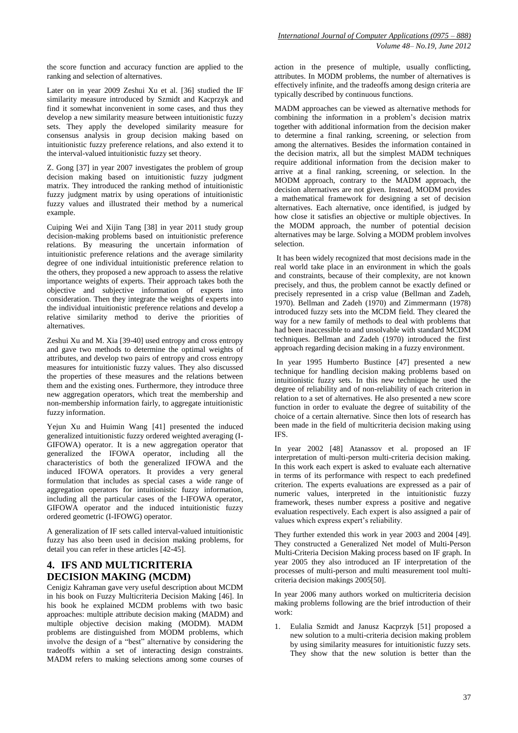the score function and accuracy function are applied to the ranking and selection of alternatives.

Later on in year 2009 Zeshui Xu et al. [36] studied the IF similarity measure introduced by Szmidt and Kacprzyk and find it somewhat inconvenient in some cases, and thus they develop a new similarity measure between intuitionistic fuzzy sets. They apply the developed similarity measure for consensus analysis in group decision making based on intuitionistic fuzzy preference relations, and also extend it to the interval-valued intuitionistic fuzzy set theory.

Z. Gong [37] in year 2007 investigates the problem of group decision making based on intuitionistic fuzzy judgment matrix. They introduced the ranking method of intuitionistic fuzzy judgment matrix by using operations of intuitionistic fuzzy values and illustrated their method by a numerical example.

Cuiping Wei and Xijin Tang [38] in year 2011 study group decision-making problems based on intuitionistic preference relations. By measuring the uncertain information of intuitionistic preference relations and the average similarity degree of one individual intuitionistic preference relation to the others, they proposed a new approach to assess the relative importance weights of experts. Their approach takes both the objective and subjective information of experts into consideration. Then they integrate the weights of experts into the individual intuitionistic preference relations and develop a relative similarity method to derive the priorities of alternatives.

Zeshui Xu and M. Xia [39-40] used entropy and cross entropy and gave two methods to determine the optimal weights of attributes, and develop two pairs of entropy and cross entropy measures for intuitionistic fuzzy values. They also discussed the properties of these measures and the relations between them and the existing ones. Furthermore, they introduce three new aggregation operators, which treat the membership and non-membership information fairly, to aggregate intuitionistic fuzzy information.

Yejun Xu and Huimin Wang [41] presented the induced generalized intuitionistic fuzzy ordered weighted averaging (I-GIFOWA) operator. It is a new aggregation operator that generalized the IFOWA operator, including all the characteristics of both the generalized IFOWA and the induced IFOWA operators. It provides a very general formulation that includes as special cases a wide range of aggregation operators for intuitionistic fuzzy information, including all the particular cases of the I-IFOWA operator, GIFOWA operator and the induced intuitionistic fuzzy ordered geometric (I-IFOWG) operator.

A generalization of IF sets called interval-valued intuitionistic fuzzy has also been used in decision making problems, for detail you can refer in these articles [42-45].

## 4. IFS AND MULTICRITERIA DECISION MAKING (MCDM)

Cenigiz Kahraman gave very useful description about MCDM in his book on Fuzzy Multicriteria Decision Making [46]. In his book he explained MCDM problems with two basic approaches: multiple attribute decision making (MADM) and multiple objective decision making (MODM). MADM problems are distinguished from MODM problems, which involve the design of a "best" alternative by considering the tradeoffs within a set of interacting design constraints. MADM refers to making selections among some courses of action in the presence of multiple, usually conflicting, attributes. In MODM problems, the number of alternatives is effectively infinite, and the tradeoffs among design criteria are typically described by continuous functions.

MADM approaches can be viewed as alternative methods for combining the information in a problem's decision matrix together with additional information from the decision maker to determine a final ranking, screening, or selection from among the alternatives. Besides the information contained in the decision matrix, all but the simplest MADM techniques require additional information from the decision maker to arrive at a final ranking, screening, or selection. In the MODM approach, contrary to the MADM approach, the decision alternatives are not given. Instead, MODM provides a mathematical framework for designing a set of decision alternatives. Each alternative, once identified, is judged by how close it satisfies an objective or multiple objectives. In the MODM approach, the number of potential decision alternatives may be large. Solving a MODM problem involves selection.

It has been widely recognized that most decisions made in the real world take place in an environment in which the goals and constraints, because of their complexity, are not known precisely, and thus, the problem cannot be exactly defined or precisely represented in a crisp value (Bellman and Zadeh, 1970). Bellman and Zadeh (1970) and Zimmermann (1978) introduced fuzzy sets into the MCDM field. They cleared the way for a new family of methods to deal with problems that had been inaccessible to and unsolvable with standard MCDM techniques. Bellman and Zadeh (1970) introduced the first approach regarding decision making in a fuzzy environment.

In year 1995 Humberto Bustince [47] presented a new technique for handling decision making problems based on intuitionistic fuzzy sets. In this new technique he used the degree of reliability and of non-reliability of each criterion in relation to a set of alternatives. He also presented a new score function in order to evaluate the degree of suitability of the choice of a certain alternative. Since then lots of research has been made in the field of multicriteria decision making using IFS.

In year 2002 [48] Atanassov et al. proposed an IF interpretation of multi-person multi-criteria decision making. In this work each expert is asked to evaluate each alternative in terms of its performance with respect to each predefined criterion. The experts evaluations are expressed as a pair of numeric values, interpreted in the intuitionistic fuzzy framework, theses number express a positive and negative evaluation respectively. Each expert is also assigned a pair of values which express expert's reliability.

They further extended this work in year 2003 and 2004 [49]. They constructed a Generalized Net model of Multi-Person Multi-Criteria Decision Making process based on IF graph. In year 2005 they also introduced an IF interpretation of the processes of multi-person and multi measurement tool multi-criteria decision makings 2005[50].

In year 2006 many authors worked on multicriteria decision making problems following are the brief introduction of their work:

1. Eulalia Szmidt and Janusz Kacprzyk [51] proposed a new solution to a multi-criteria decision making problem by using similarity measures for intuitionistic fuzzy sets. They show that the new solution is better than the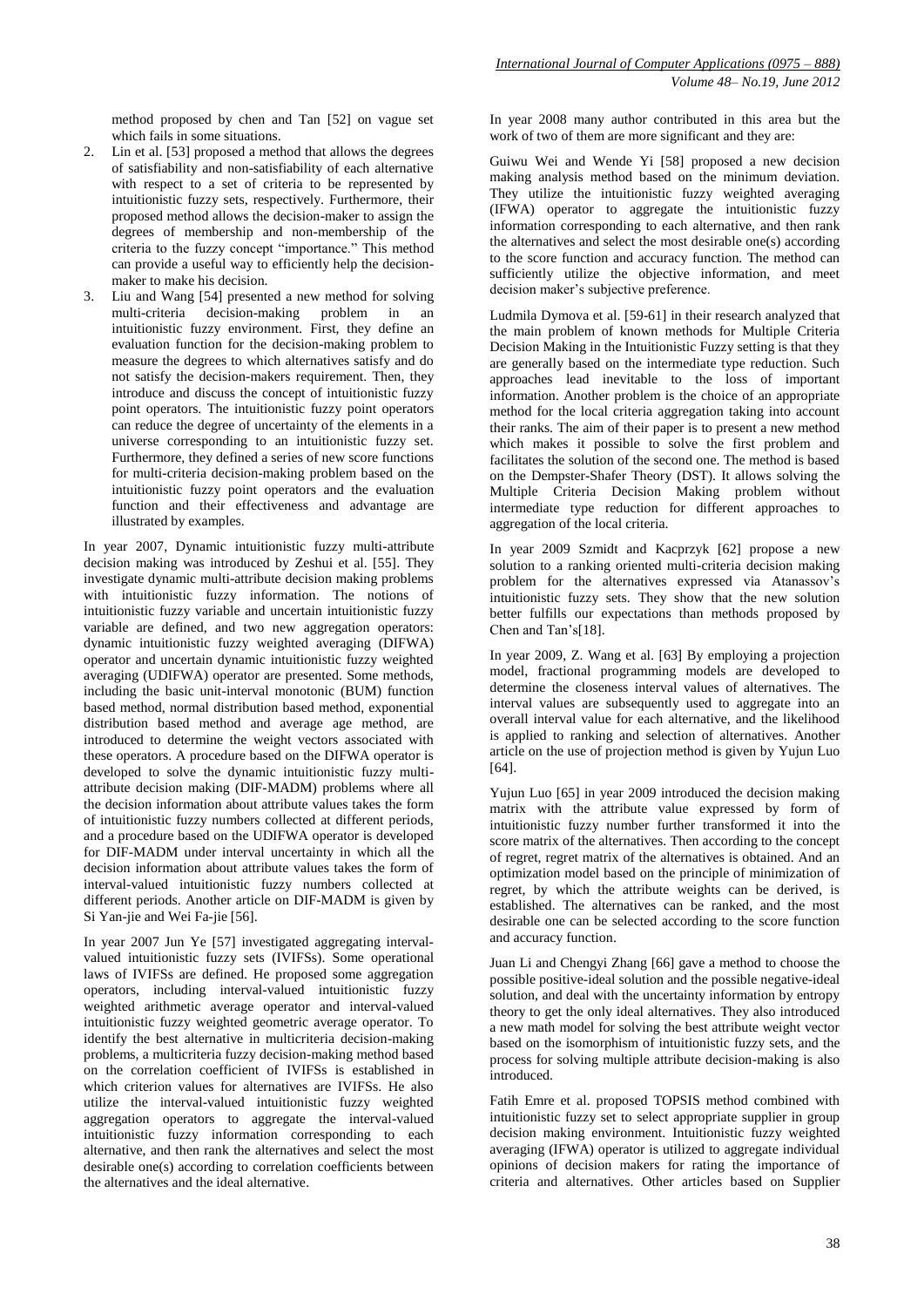method proposed by chen and Tan [52] on vague set which fails in some situations.

2. Lin et al. [53] proposed a method that allows the degrees of satisfiability and non-satisfiability of each alternative with respect to a set of criteria to be represented by intuitionistic fuzzy sets, respectively. Furthermore, their proposed method allows the decision-maker to assign the degrees of membership and non-membership of the criteria to the fuzzy concept "importance." This method can provide a useful way to efficiently help the decision-maker to make his decision.
3. Liu and Wang [54] presented a new method for solving multi-criteria decision-making problem in an intuitionistic fuzzy environment. First, they define an evaluation function for the decision-making problem to measure the degrees to which alternatives satisfy and do not satisfy the decision-makers requirement. Then, they introduce and discuss the concept of intuitionistic fuzzy point operators. The intuitionistic fuzzy point operators can reduce the degree of uncertainty of the elements in a universe corresponding to an intuitionistic fuzzy set. Furthermore, they defined a series of new score functions for multi-criteria decision-making problem based on the intuitionistic fuzzy point operators and the evaluation function and their effectiveness and advantage are illustrated by examples.

In year 2007, Dynamic intuitionistic fuzzy multi-attribute decision making was introduced by Zeshui et al. [55]. They investigate dynamic multi-attribute decision making problems with intuitionistic fuzzy information. The notions of intuitionistic fuzzy variable and uncertain intuitionistic fuzzy variable are defined, and two new aggregation operators: dynamic intuitionistic fuzzy weighted averaging (DIFWA) operator and uncertain dynamic intuitionistic fuzzy weighted averaging (UDIFWA) operator are presented. Some methods, including the basic unit-interval monotonic (BUM) function based method, normal distribution based method, exponential distribution based method and average age method, are introduced to determine the weight vectors associated with these operators. A procedure based on the DIFWA operator is developed to solve the dynamic intuitionistic fuzzy multi-attribute decision making (DIF-MADM) problems where all the decision information about attribute values takes the form of intuitionistic fuzzy numbers collected at different periods, and a procedure based on the UDIFWA operator is developed for DIF-MADM under interval uncertainty in which all the decision information about attribute values takes the form of interval-valued intuitionistic fuzzy numbers collected at different periods. Another article on DIF-MADM is given by Si Yan-jie and Wei Fa-jie [56].

In year 2007 Jun Ye [57] investigated aggregating interval-valued intuitionistic fuzzy sets (IVIFSs). Some operational laws of IVIFSs are defined. He proposed some aggregation operators, including interval-valued intuitionistic fuzzy weighted arithmetic average operator and interval-valued intuitionistic fuzzy weighted geometric average operator. To identify the best alternative in multicriteria decision-making problems, a multicriteria fuzzy decision-making method based on the correlation coefficient of IVIFSs is established in which criterion values for alternatives are IVIFSs. He also utilize the interval-valued intuitionistic fuzzy weighted aggregation operators to aggregate the interval-valued intuitionistic fuzzy information corresponding to each alternative, and then rank the alternatives and select the most desirable one(s) according to correlation coefficients between the alternatives and the ideal alternative.

In year 2008 many author contributed in this area but the work of two of them are more significant and they are:

Guiwu Wei and Wende Yi [58] proposed a new decision making analysis method based on the minimum deviation. They utilize the intuitionistic fuzzy weighted averaging (IFWA) operator to aggregate the intuitionistic fuzzy information corresponding to each alternative, and then rank the alternatives and select the most desirable one(s) according to the score function and accuracy function. The method can sufficiently utilize the objective information, and meet decision maker's subjective preference.

Ludmila Dymova et al. [59-61] in their research analyzed that the main problem of known methods for Multiple Criteria Decision Making in the Intuitionistic Fuzzy setting is that they are generally based on the intermediate type reduction. Such approaches lead inevitable to the loss of important information. Another problem is the choice of an appropriate method for the local criteria aggregation taking into account their ranks. The aim of their paper is to present a new method which makes it possible to solve the first problem and facilitates the solution of the second one. The method is based on the Dempster-Shafer Theory (DST). It allows solving the Multiple Criteria Decision Making problem without intermediate type reduction for different approaches to aggregation of the local criteria.

In year 2009 Szmidt and Kacprzyk [62] propose a new solution to a ranking oriented multi-criteria decision making problem for the alternatives expressed via Atanassov's intuitionistic fuzzy sets. They show that the new solution better fulfills our expectations than methods proposed by Chen and Tan's[18].

In year 2009, Z. Wang et al. [63] By employing a projection model, fractional programming models are developed to determine the closeness interval values of alternatives. The interval values are subsequently used to aggregate into an overall interval value for each alternative, and the likelihood is applied to ranking and selection of alternatives. Another article on the use of projection method is given by Yujun Luo [64].

Yujun Luo [65] in year 2009 introduced the decision making matrix with the attribute value expressed by form of intuitionistic fuzzy number further transformed it into the score matrix of the alternatives. Then according to the concept of regret, regret matrix of the alternatives is obtained. And an optimization model based on the principle of minimization of regret, by which the attribute weights can be derived, is established. The alternatives can be ranked, and the most desirable one can be selected according to the score function and accuracy function.

Juan Li and Chengyi Zhang [66] gave a method to choose the possible positive-ideal solution and the possible negative-ideal solution, and deal with the uncertainty information by entropy theory to get the only ideal alternatives. They also introduced a new math model for solving the best attribute weight vector based on the isomorphism of intuitionistic fuzzy sets, and the process for solving multiple attribute decision-making is also introduced.

Fatih Emre et al. proposed TOPSIS method combined with intuitionistic fuzzy set to select appropriate supplier in group decision making environment. Intuitionistic fuzzy weighted averaging (IFWA) operator is utilized to aggregate individual opinions of decision makers for rating the importance of criteria and alternatives. Other articles based on Supplier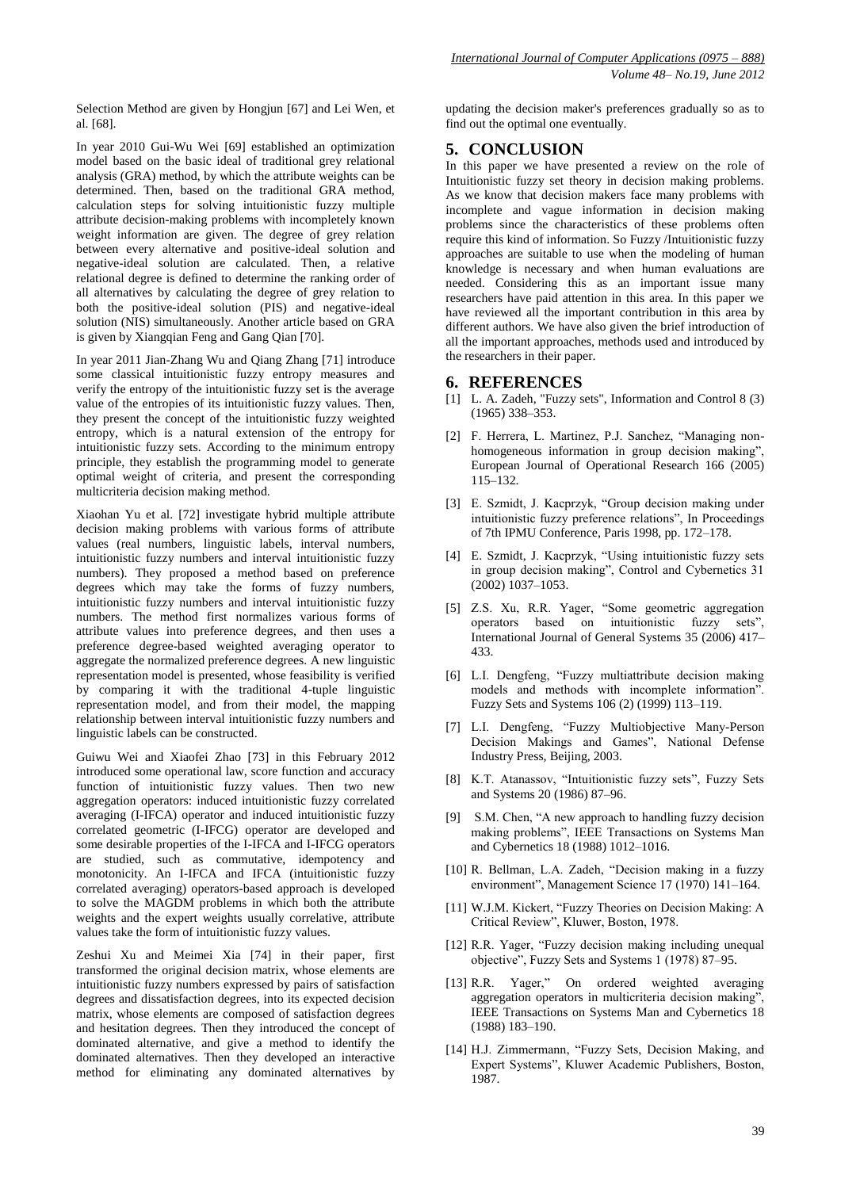Selection Method are given by Hongjun [67] and Lei Wen, et al. [68].

In year 2010 Gui-Wu Wei [69] established an optimization model based on the basic ideal of traditional grey relational analysis (GRA) method, by which the attribute weights can be determined. Then, based on the traditional GRA method, calculation steps for solving intuitionistic fuzzy multiple attribute decision-making problems with incompletely known weight information are given. The degree of grey relation between every alternative and positive-ideal solution and negative-ideal solution are calculated. Then, a relative relational degree is defined to determine the ranking order of all alternatives by calculating the degree of grey relation to both the positive-ideal solution (PIS) and negative-ideal solution (NIS) simultaneously. Another article based on GRA is given by Xiangqian Feng and Gang Qian [70].

In year 2011 Jian-Zhang Wu and Qiang Zhang [71] introduce some classical intuitionistic fuzzy entropy measures and verify the entropy of the intuitionistic fuzzy set is the average value of the entropies of its intuitionistic fuzzy values. Then, they present the concept of the intuitionistic fuzzy weighted entropy, which is a natural extension of the entropy for intuitionistic fuzzy sets. According to the minimum entropy principle, they establish the programming model to generate optimal weight of criteria, and present the corresponding multicriteria decision making method.

Xiaohan Yu et al. [72] investigate hybrid multiple attribute decision making problems with various forms of attribute values (real numbers, linguistic labels, interval numbers, intuitionistic fuzzy numbers and interval intuitionistic fuzzy numbers). They proposed a method based on preference degrees which may take the forms of fuzzy numbers, intuitionistic fuzzy numbers and interval intuitionistic fuzzy numbers. The method first normalizes various forms of attribute values into preference degrees, and then uses a preference degree-based weighted averaging operator to aggregate the normalized preference degrees. A new linguistic representation model is presented, whose feasibility is verified by comparing it with the traditional 4-tuple linguistic representation model, and from their model, the mapping relationship between interval intuitionistic fuzzy numbers and linguistic labels can be constructed.

Guiwu Wei and Xiaofei Zhao [73] in this February 2012 introduced some operational law, score function and accuracy function of intuitionistic fuzzy values. Then two new aggregation operators: induced intuitionistic fuzzy correlated averaging (I-IFCA) operator and induced intuitionistic fuzzy correlated geometric (I-IFCG) operator are developed and some desirable properties of the I-IFCA and I-IFCG operators are studied, such as commutative, idempotency and monotonicity. An I-IFCA and IFCA (intuitionistic fuzzy correlated averaging) operators-based approach is developed to solve the MAGDM problems in which both the attribute weights and the expert weights usually correlative, attribute values take the form of intuitionistic fuzzy values.

Zeshui Xu and Meimei Xia [74] in their paper, first transformed the original decision matrix, whose elements are intuitionistic fuzzy numbers expressed by pairs of satisfaction degrees and dissatisfaction degrees, into its expected decision matrix, whose elements are composed of satisfaction degrees and hesitation degrees. Then they introduced the concept of dominated alternative, and give a method to identify the dominated alternatives. Then they developed an interactive method for eliminating any dominated alternatives by updating the decision maker's preferences gradually so as to find out the optimal one eventually.

## 5. CONCLUSION

In this paper we have presented a review on the role of Intuitionistic fuzzy set theory in decision making problems. As we know that decision makers face many problems with incomplete and vague information in decision making problems since the characteristics of these problems often require this kind of information. So Fuzzy /Intuitionistic fuzzy approaches are suitable to use when the modeling of human knowledge is necessary and when human evaluations are needed. Considering this as an important issue many researchers have paid attention in this area. In this paper we have reviewed all the important contribution in this area by different authors. We have also given the brief introduction of all the important approaches, methods used and introduced by the researchers in their paper.

## 6. REFERENCES

[1] L. A. Zadeh, "Fuzzy sets", Information and Control 8 (3) (1965) 338–353.

[2] F. Herrera, L. Martinez, P.J. Sanchez, "Managing non-homogeneous information in group decision making", European Journal of Operational Research 166 (2005) 115–132.

[3] E. Szmidt, J. Kacprzyk, "Group decision making under intuitionistic fuzzy preference relations", In Proceedings of 7th IPMU Conference, Paris 1998, pp. 172–178.

[4] E. Szmidt, J. Kacprzyk, "Using intuitionistic fuzzy sets in group decision making", Control and Cybernetics 31 (2002) 1037–1053.

[5] Z.S. Xu, R.R. Yager, "Some geometric aggregation operators based on intuitionistic fuzzy sets", International Journal of General Systems 35 (2006) 417–433.

[6] L.I. Dengfeng, "Fuzzy multiattribute decision making models and methods with incomplete information". Fuzzy Sets and Systems 106 (2) (1999) 113–119.

[7] L.I. Dengfeng, "Fuzzy Multiobjective Many-Person Decision Makings and Games", National Defense Industry Press, Beijing, 2003.

[8] K.T. Atanassov, "Intuitionistic fuzzy sets", Fuzzy Sets and Systems 20 (1986) 87–96.

[9] S.M. Chen, "A new approach to handling fuzzy decision making problems", IEEE Transactions on Systems Man and Cybernetics 18 (1988) 1012–1016.

[10] R. Bellman, L.A. Zadeh, "Decision making in a fuzzy environment", Management Science 17 (1970) 141–164.

[11] W.J.M. Kickert, "Fuzzy Theories on Decision Making: A Critical Review", Kluwer, Boston, 1978.

[12] R.R. Yager, "Fuzzy decision making including unequal objective", Fuzzy Sets and Systems 1 (1978) 87–95.

[13] R.R. Yager," On ordered weighted averaging aggregation operators in multicriteria decision making", IEEE Transactions on Systems Man and Cybernetics 18 (1988) 183–190.

[14] H.J. Zimmermann, "Fuzzy Sets, Decision Making, and Expert Systems", Kluwer Academic Publishers, Boston, 1987.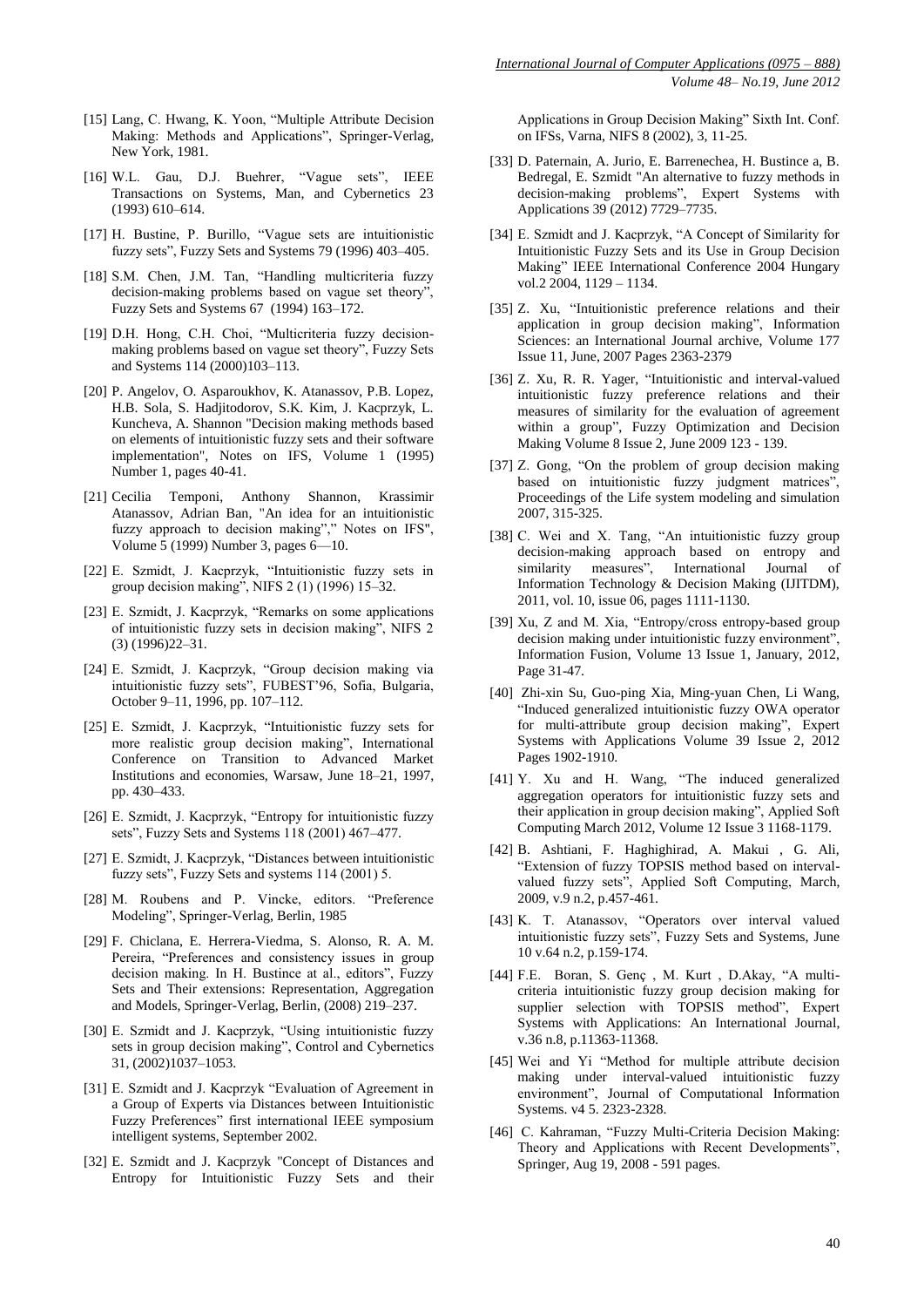[15] Lang, C. Hwang, K. Yoon, "Multiple Attribute Decision Making: Methods and Applications", Springer-Verlag, New York, 1981.

[16] W.L. Gau, D.J. Buehrer, "Vague sets", IEEE Transactions on Systems, Man, and Cybernetics 23 (1993) 610–614.

[17] H. Bustine, P. Burillo, "Vague sets are intuitionistic fuzzy sets", Fuzzy Sets and Systems 79 (1996) 403–405.

[18] S.M. Chen, J.M. Tan, "Handling multicriteria fuzzy decision-making problems based on vague set theory", Fuzzy Sets and Systems 67 (1994) 163–172.

[19] D.H. Hong, C.H. Choi, "Multicriteria fuzzy decision-making problems based on vague set theory", Fuzzy Sets and Systems 114 (2000)103–113.

[20] P. Angelov, O. Asparoukhov, K. Atanassov, P.B. Lopez, H.B. Sola, S. Hadjitodorov, S.K. Kim, J. Kacprzyk, L. Kuncheva, A. Shannon "Decision making methods based on elements of intuitionistic fuzzy sets and their software implementation", Notes on IFS, Volume 1 (1995) Number 1, pages 40-41.

[21] Cecilia Temponi, Anthony Shannon, Krassimir Atanassov, Adrian Ban, "An idea for an intuitionistic fuzzy approach to decision making"," Notes on IFS", Volume 5 (1999) Number 3, pages 6—10.

[22] E. Szmidt, J. Kacprzyk, "Intuitionistic fuzzy sets in group decision making", NIFS 2 (1) (1996) 15–32.

[23] E. Szmidt, J. Kacprzyk, "Remarks on some applications of intuitionistic fuzzy sets in decision making", NIFS 2 (3) (1996)22–31.

[24] E. Szmidt, J. Kacprzyk, "Group decision making via intuitionistic fuzzy sets", FUBEST'96, Sofia, Bulgaria, October 9–11, 1996, pp. 107–112.

[25] E. Szmidt, J. Kacprzyk, "Intuitionistic fuzzy sets for more realistic group decision making", International Conference on Transition to Advanced Market Institutions and economies, Warsaw, June 18–21, 1997, pp. 430–433.

[26] E. Szmidt, J. Kacprzyk, "Entropy for intuitionistic fuzzy sets", Fuzzy Sets and Systems 118 (2001) 467–477.

[27] E. Szmidt, J. Kacprzyk, "Distances between intuitionistic fuzzy sets", Fuzzy Sets and systems 114 (2001) 5.

[28] M. Roubens and P. Vincke, editors. "Preference Modeling", Springer-Verlag, Berlin, 1985

[29] F. Chiclana, E. Herrera-Viedma, S. Alonso, R. A. M. Pereira, "Preferences and consistency issues in group decision making. In H. Bustince at al., editors", Fuzzy Sets and Their extensions: Representation, Aggregation and Models, Springer-Verlag, Berlin, (2008) 219–237.

[30] E. Szmidt and J. Kacprzyk, "Using intuitionistic fuzzy sets in group decision making", Control and Cybernetics 31, (2002)1037–1053.

[31] E. Szmidt and J. Kacprzyk "Evaluation of Agreement in a Group of Experts via Distances between Intuitionistic Fuzzy Preferences" first international IEEE symposium intelligent systems, September 2002.

[32] E. Szmidt and J. Kacprzyk "Concept of Distances and Entropy for Intuitionistic Fuzzy Sets and their Applications in Group Decision Making" Sixth Int. Conf. on IFSs, Varna, NIFS 8 (2002), 3, 11-25.

[33] D. Paternain, A. Jurio, E. Barrenechea, H. Bustince a, B. Bedregal, E. Szmidt "An alternative to fuzzy methods in decision-making problems", Expert Systems with Applications 39 (2012) 7729–7735.

[34] E. Szmidt and J. Kacprzyk, "A Concept of Similarity for Intuitionistic Fuzzy Sets and its Use in Group Decision Making" IEEE International Conference 2004 Hungary vol.2 2004, 1129 – 1134.

[35] Z. Xu, "Intuitionistic preference relations and their application in group decision making", Information Sciences: an International Journal archive, Volume 177 Issue 11, June, 2007 Pages 2363-2379

[36] Z. Xu, R. R. Yager, "Intuitionistic and interval-valued intuitionistic fuzzy preference relations and their measures of similarity for the evaluation of agreement within a group", Fuzzy Optimization and Decision Making Volume 8 Issue 2, June 2009 123 - 139.

[37] Z. Gong, "On the problem of group decision making based on intuitionistic fuzzy judgment matrices", Proceedings of the Life system modeling and simulation 2007, 315-325.

[38] C. Wei and X. Tang, "An intuitionistic fuzzy group decision-making approach based on entropy and similarity measures", International Journal of Information Technology & Decision Making (IJITDM), 2011, vol. 10, issue 06, pages 1111-1130.

[39] Xu, Z and M. Xia, "Entropy/cross entropy-based group decision making under intuitionistic fuzzy environment", Information Fusion, Volume 13 Issue 1, January, 2012, Page 31-47.

[40] Zhi-xin Su, Guo-ping Xia, Ming-yuan Chen, Li Wang, "Induced generalized intuitionistic fuzzy OWA operator for multi-attribute group decision making", Expert Systems with Applications Volume 39 Issue 2, 2012 Pages 1902-1910.

[41] Y. Xu and H. Wang, "The induced generalized aggregation operators for intuitionistic fuzzy sets and their application in group decision making", Applied Soft Computing March 2012, Volume 12 Issue 3 1168-1179.

[42] B. Ashtiani, F. Haghighirad, A. Makui , G. Ali, "Extension of fuzzy TOPSIS method based on interval-valued fuzzy sets", Applied Soft Computing, March, 2009, v.9 n.2, p.457-461.

[43] K. T. Atanassov, "Operators over interval valued intuitionistic fuzzy sets", Fuzzy Sets and Systems, June 10 v.64 n.2, p.159-174.

[44] F.E. Boran, S. Genç , M. Kurt , D.Akay, "A multi-criteria intuitionistic fuzzy group decision making for supplier selection with TOPSIS method", Expert Systems with Applications: An International Journal, v.36 n.8, p.11363-11368.

[45] Wei and Yi "Method for multiple attribute decision making under interval-valued intuitionistic fuzzy environment", Journal of Computational Information Systems. v4 5. 2323-2328.

[46] C. Kahraman, "Fuzzy Multi-Criteria Decision Making: Theory and Applications with Recent Developments", Springer, Aug 19, 2008 - 591 pages.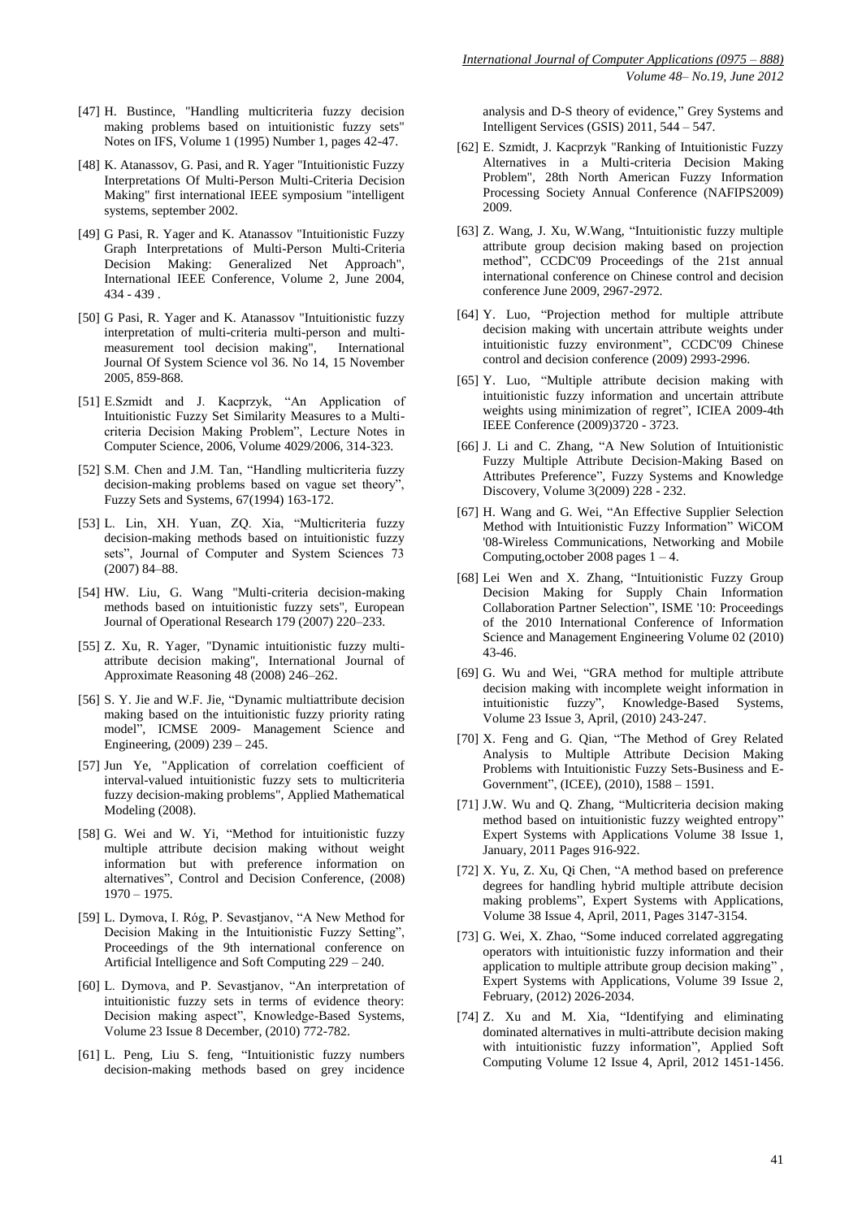[47] H. Bustince, "Handling multicriteria fuzzy decision making problems based on intuitionistic fuzzy sets" Notes on IFS, Volume 1 (1995) Number 1, pages 42-47.

[48] K. Atanassov, G. Pasi, and R. Yager "Intuitionistic Fuzzy Interpretations Of Multi-Person Multi-Criteria Decision Making" first international IEEE symposium "intelligent systems, september 2002.

[49] G Pasi, R. Yager and K. Atanassov "Intuitionistic Fuzzy Graph Interpretations of Multi-Person Multi-Criteria Decision Making: Generalized Net Approach", International IEEE Conference, Volume 2, June 2004, 434 - 439 .

[50] G Pasi, R. Yager and K. Atanassov "Intuitionistic fuzzy interpretation of multi-criteria multi-person and multi-measurement tool decision making", International Journal Of System Science vol 36. No 14, 15 November 2005, 859-868.

[51] E.Szmidt and J. Kacprzyk, "An Application of Intuitionistic Fuzzy Set Similarity Measures to a Multi-criteria Decision Making Problem", Lecture Notes in Computer Science, 2006, Volume 4029/2006, 314-323.

[52] S.M. Chen and J.M. Tan, "Handling multicriteria fuzzy decision-making problems based on vague set theory", Fuzzy Sets and Systems, 67(1994) 163-172.

[53] L. Lin, XH. Yuan, ZQ. Xia, "Multicriteria fuzzy decision-making methods based on intuitionistic fuzzy sets", Journal of Computer and System Sciences 73 (2007) 84–88.

[54] HW. Liu, G. Wang "Multi-criteria decision-making methods based on intuitionistic fuzzy sets", European Journal of Operational Research 179 (2007) 220–233.

[55] Z. Xu, R. Yager, "Dynamic intuitionistic fuzzy multi-attribute decision making", International Journal of Approximate Reasoning 48 (2008) 246–262.

[56] S. Y. Jie and W.F. Jie, "Dynamic multiattribute decision making based on the intuitionistic fuzzy priority rating model", ICMSE 2009- Management Science and Engineering, (2009) 239 – 245.

[57] Jun Ye, "Application of correlation coefficient of interval-valued intuitionistic fuzzy sets to multicriteria fuzzy decision-making problems", Applied Mathematical Modeling (2008).

[58] G. Wei and W. Yi, "Method for intuitionistic fuzzy multiple attribute decision making without weight information but with preference information on alternatives", Control and Decision Conference, (2008) 1970 – 1975.

[59] L. Dymova, I. Róg, P. Sevastjanov, "A New Method for Decision Making in the Intuitionistic Fuzzy Setting", Proceedings of the 9th international conference on Artificial Intelligence and Soft Computing 229 – 240.

[60] L. Dymova, and P. Sevastjanov, "An interpretation of intuitionistic fuzzy sets in terms of evidence theory: Decision making aspect", Knowledge-Based Systems, Volume 23 Issue 8 December, (2010) 772-782.

[61] L. Peng, Liu S. feng, "Intuitionistic fuzzy numbers decision-making methods based on grey incidence analysis and D-S theory of evidence," Grey Systems and Intelligent Services (GSIS) 2011, 544 – 547.

[62] E. Szmidt, J. Kacprzyk "Ranking of Intuitionistic Fuzzy Alternatives in a Multi-criteria Decision Making Problem", 28th North American Fuzzy Information Processing Society Annual Conference (NAFIPS2009) 2009.

[63] Z. Wang, J. Xu, W.Wang, "Intuitionistic fuzzy multiple attribute group decision making based on projection method", CCDC'09 Proceedings of the 21st annual international conference on Chinese control and decision conference June 2009, 2967-2972.

[64] Y. Luo, "Projection method for multiple attribute decision making with uncertain attribute weights under intuitionistic fuzzy environment", CCDC'09 Chinese control and decision conference (2009) 2993-2996.

[65] Y. Luo, "Multiple attribute decision making with intuitionistic fuzzy information and uncertain attribute weights using minimization of regret", ICIEA 2009-4th IEEE Conference (2009)3720 - 3723.

[66] J. Li and C. Zhang, "A New Solution of Intuitionistic Fuzzy Multiple Attribute Decision-Making Based on Attributes Preference", Fuzzy Systems and Knowledge Discovery, Volume 3(2009) 228 - 232.

[67] H. Wang and G. Wei, "An Effective Supplier Selection Method with Intuitionistic Fuzzy Information" WiCOM '08-Wireless Communications, Networking and Mobile Computing,october 2008 pages 1 – 4.

[68] Lei Wen and X. Zhang, "Intuitionistic Fuzzy Group Decision Making for Supply Chain Information Collaboration Partner Selection", ISME '10: Proceedings of the 2010 International Conference of Information Science and Management Engineering Volume 02 (2010) 43-46.

[69] G. Wu and Wei, "GRA method for multiple attribute decision making with incomplete weight information in intuitionistic fuzzy", Knowledge-Based Systems, Volume 23 Issue 3, April, (2010) 243-247.

[70] X. Feng and G. Qian, "The Method of Grey Related Analysis to Multiple Attribute Decision Making Problems with Intuitionistic Fuzzy Sets-Business and E-Government", (ICEE), (2010), 1588 – 1591.

[71] J.W. Wu and Q. Zhang, "Multicriteria decision making method based on intuitionistic fuzzy weighted entropy" Expert Systems with Applications Volume 38 Issue 1, January, 2011 Pages 916-922.

[72] X. Yu, Z. Xu, Qi Chen, "A method based on preference degrees for handling hybrid multiple attribute decision making problems", Expert Systems with Applications, Volume 38 Issue 4, April, 2011, Pages 3147-3154.

[73] G. Wei, X. Zhao, "Some induced correlated aggregating operators with intuitionistic fuzzy information and their application to multiple attribute group decision making" , Expert Systems with Applications, Volume 39 Issue 2, February, (2012) 2026-2034.

[74] Z. Xu and M. Xia, "Identifying and eliminating dominated alternatives in multi-attribute decision making with intuitionistic fuzzy information", Applied Soft Computing Volume 12 Issue 4, April, 2012 1451-1456.